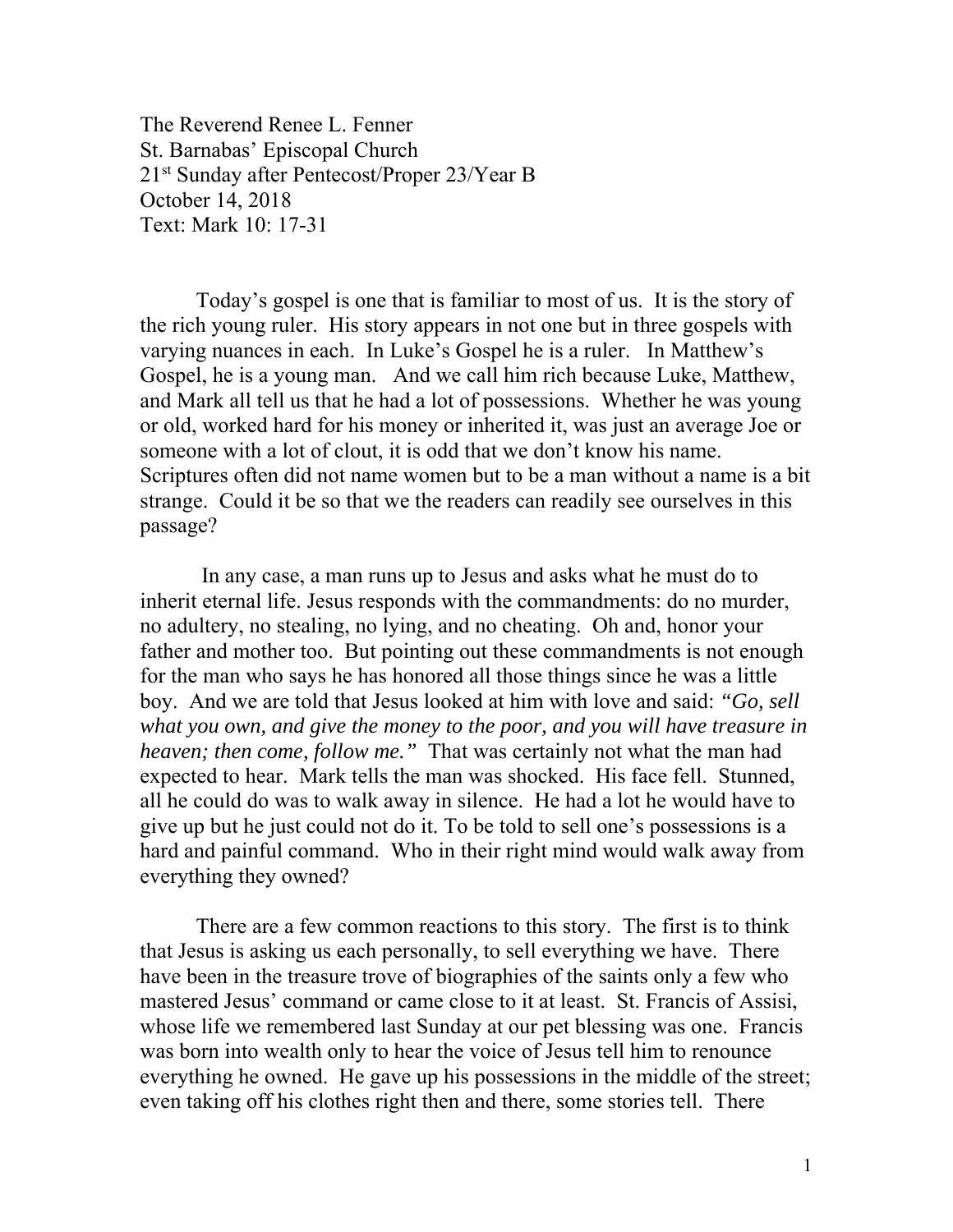The Reverend Renee L. Fenner
St. Barnabas' Episcopal Church
21st Sunday after Pentecost/Proper 23/Year B
October 14, 2018
Text: Mark 10: 17-31

Today's gospel is one that is familiar to most of us. It is the story of the rich young ruler. His story appears in not one but in three gospels with varying nuances in each. In Luke's Gospel he is a ruler. In Matthew's Gospel, he is a young man. And we call him rich because Luke, Matthew, and Mark all tell us that he had a lot of possessions. Whether he was young or old, worked hard for his money or inherited it, was just an average Joe or someone with a lot of clout, it is odd that we don't know his name. Scriptures often did not name women but to be a man without a name is a bit strange. Could it be so that we the readers can readily see ourselves in this passage?

In any case, a man runs up to Jesus and asks what he must do to inherit eternal life. Jesus responds with the commandments: do no murder, no adultery, no stealing, no lying, and no cheating. Oh and, honor your father and mother too. But pointing out these commandments is not enough for the man who says he has honored all those things since he was a little boy. And we are told that Jesus looked at him with love and said: *"Go, sell what you own, and give the money to the poor, and you will have treasure in heaven; then come, follow me."* That was certainly not what the man had expected to hear. Mark tells the man was shocked. His face fell. Stunned, all he could do was to walk away in silence. He had a lot he would have to give up but he just could not do it. To be told to sell one's possessions is a hard and painful command. Who in their right mind would walk away from everything they owned?

There are a few common reactions to this story. The first is to think that Jesus is asking us each personally, to sell everything we have. There have been in the treasure trove of biographies of the saints only a few who mastered Jesus' command or came close to it at least. St. Francis of Assisi, whose life we remembered last Sunday at our pet blessing was one. Francis was born into wealth only to hear the voice of Jesus tell him to renounce everything he owned. He gave up his possessions in the middle of the street; even taking off his clothes right then and there, some stories tell. There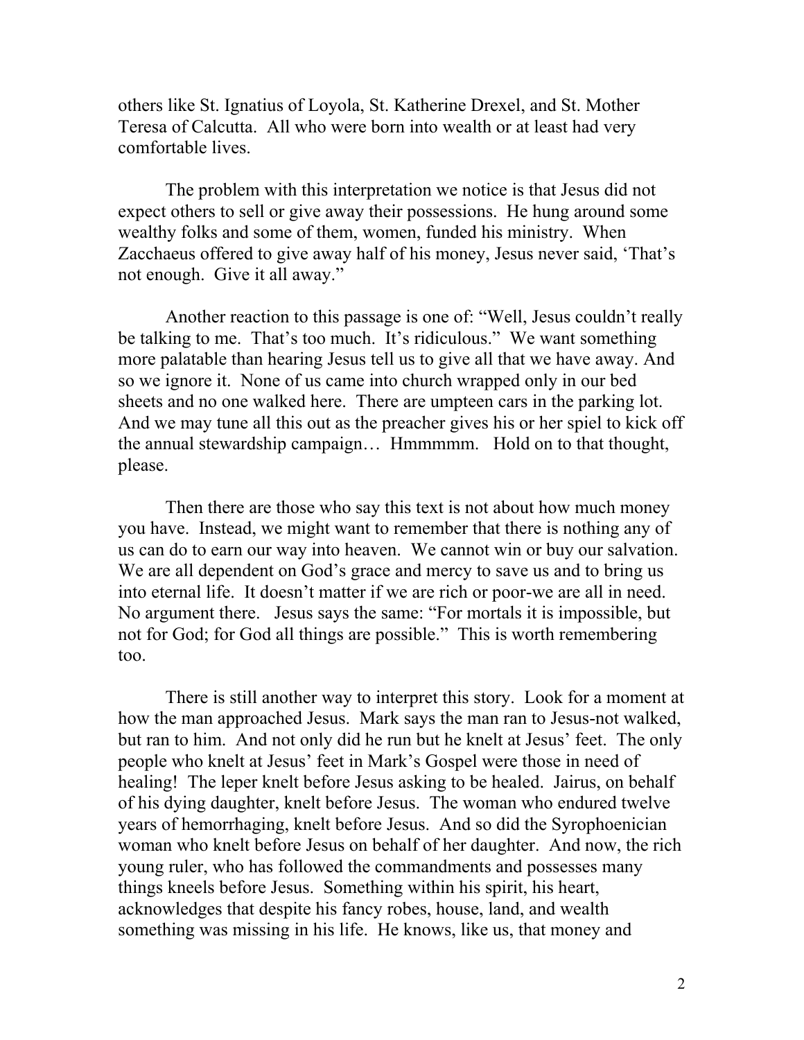others like St. Ignatius of Loyola, St. Katherine Drexel, and St. Mother Teresa of Calcutta. All who were born into wealth or at least had very comfortable lives.

The problem with this interpretation we notice is that Jesus did not expect others to sell or give away their possessions. He hung around some wealthy folks and some of them, women, funded his ministry. When Zacchaeus offered to give away half of his money, Jesus never said, 'That's not enough. Give it all away."

Another reaction to this passage is one of: "Well, Jesus couldn't really be talking to me. That's too much. It's ridiculous." We want something more palatable than hearing Jesus tell us to give all that we have away. And so we ignore it. None of us came into church wrapped only in our bed sheets and no one walked here. There are umpteen cars in the parking lot. And we may tune all this out as the preacher gives his or her spiel to kick off the annual stewardship campaign… Hmmmmm. Hold on to that thought, please.

Then there are those who say this text is not about how much money you have. Instead, we might want to remember that there is nothing any of us can do to earn our way into heaven. We cannot win or buy our salvation. We are all dependent on God's grace and mercy to save us and to bring us into eternal life. It doesn't matter if we are rich or poor-we are all in need. No argument there. Jesus says the same: "For mortals it is impossible, but not for God; for God all things are possible." This is worth remembering too.

There is still another way to interpret this story. Look for a moment at how the man approached Jesus. Mark says the man ran to Jesus-not walked, but ran to him. And not only did he run but he knelt at Jesus' feet. The only people who knelt at Jesus' feet in Mark's Gospel were those in need of healing! The leper knelt before Jesus asking to be healed. Jairus, on behalf of his dying daughter, knelt before Jesus. The woman who endured twelve years of hemorrhaging, knelt before Jesus. And so did the Syrophoenician woman who knelt before Jesus on behalf of her daughter. And now, the rich young ruler, who has followed the commandments and possesses many things kneels before Jesus. Something within his spirit, his heart, acknowledges that despite his fancy robes, house, land, and wealth something was missing in his life. He knows, like us, that money and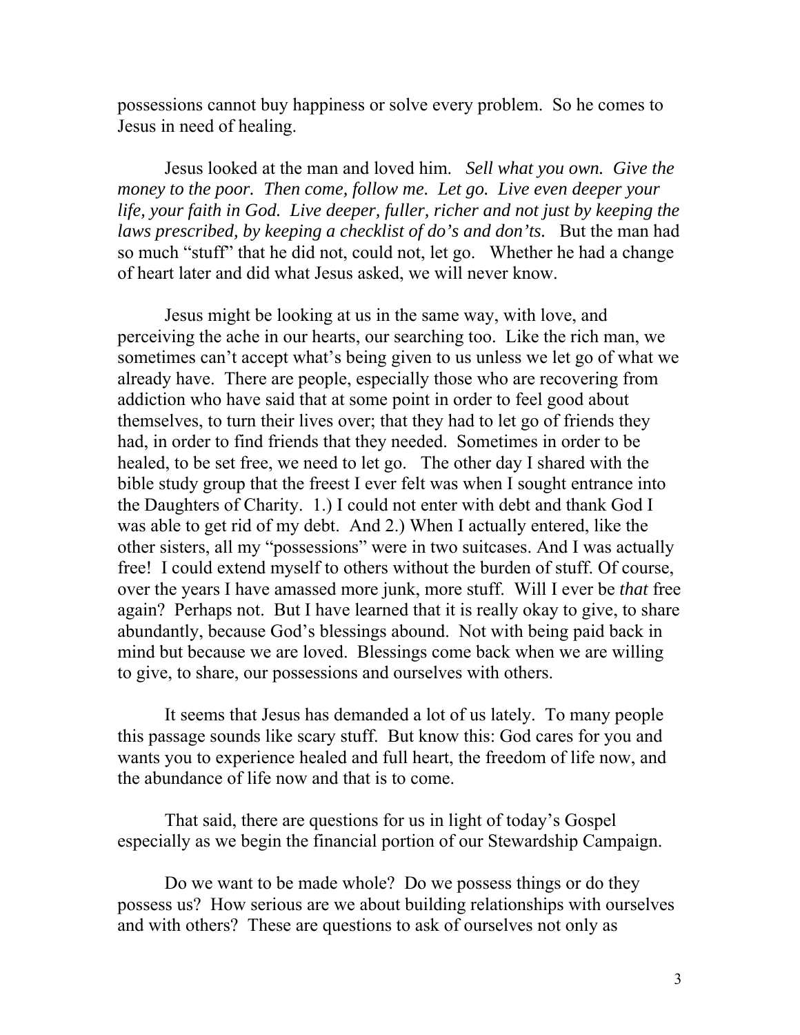possessions cannot buy happiness or solve every problem. So he comes to Jesus in need of healing.

Jesus looked at the man and loved him. *Sell what you own. Give the money to the poor. Then come, follow me. Let go. Live even deeper your life, your faith in God. Live deeper, fuller, richer and not just by keeping the laws prescribed, by keeping a checklist of do's and don'ts.* But the man had so much "stuff" that he did not, could not, let go. Whether he had a change of heart later and did what Jesus asked, we will never know.

Jesus might be looking at us in the same way, with love, and perceiving the ache in our hearts, our searching too. Like the rich man, we sometimes can't accept what's being given to us unless we let go of what we already have. There are people, especially those who are recovering from addiction who have said that at some point in order to feel good about themselves, to turn their lives over; that they had to let go of friends they had, in order to find friends that they needed. Sometimes in order to be healed, to be set free, we need to let go. The other day I shared with the bible study group that the freest I ever felt was when I sought entrance into the Daughters of Charity. 1.) I could not enter with debt and thank God I was able to get rid of my debt. And 2.) When I actually entered, like the other sisters, all my "possessions" were in two suitcases. And I was actually free! I could extend myself to others without the burden of stuff. Of course, over the years I have amassed more junk, more stuff. Will I ever be *that* free again? Perhaps not. But I have learned that it is really okay to give, to share abundantly, because God's blessings abound. Not with being paid back in mind but because we are loved. Blessings come back when we are willing to give, to share, our possessions and ourselves with others.

It seems that Jesus has demanded a lot of us lately. To many people this passage sounds like scary stuff. But know this: God cares for you and wants you to experience healed and full heart, the freedom of life now, and the abundance of life now and that is to come.

That said, there are questions for us in light of today's Gospel especially as we begin the financial portion of our Stewardship Campaign.

Do we want to be made whole? Do we possess things or do they possess us? How serious are we about building relationships with ourselves and with others? These are questions to ask of ourselves not only as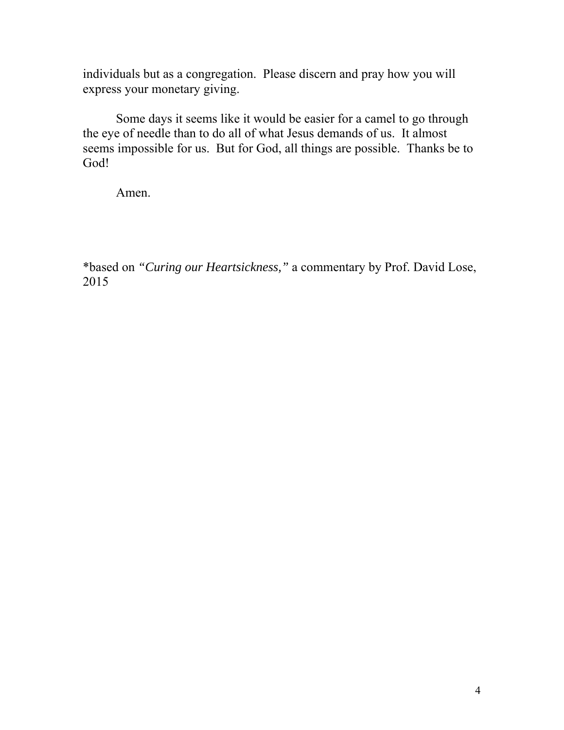individuals but as a congregation. Please discern and pray how you will express your monetary giving.

Some days it seems like it would be easier for a camel to go through the eye of needle than to do all of what Jesus demands of us. It almost seems impossible for us. But for God, all things are possible. Thanks be to God!

Amen.

*based on *"Curing our Heartsickness,"* a commentary by Prof. David Lose, 2015